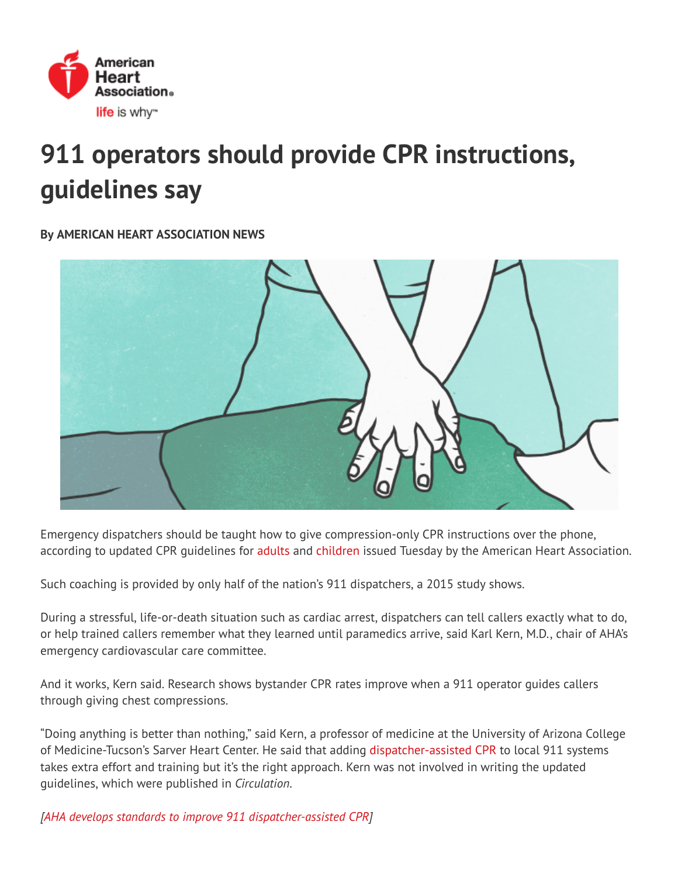# 911 operators should provide CPR instructions, guidelines say

**By AMERICAN HEART ASSOCIATION NEWS**

Emergency dispatchers should be taught how to give compression-only CPR instructions over the phone, according to updated CPR guidelines for adults and children issued Tuesday by the American Heart Association.

Such coaching is provided by only half of the nation's 911 dispatchers, a 2015 study shows.

During a stressful, life-or-death situation such as cardiac arrest, dispatchers can tell callers exactly what to do, or help trained callers remember what they learned until paramedics arrive, said Karl Kern, M.D., chair of AHA's emergency cardiovascular care committee.

And it works, Kern said. Research shows bystander CPR rates improve when a 911 operator guides callers through giving chest compressions.

"Doing anything is better than nothing," said Kern, a professor of medicine at the University of Arizona College of Medicine-Tucson's Sarver Heart Center. He said that adding dispatcher-assisted CPR to local 911 systems takes extra effort and training but it's the right approach. Kern was not involved in writing the updated guidelines, which were published in *Circulation*.

*[AHA develops standards to improve 911 dispatcher-assisted CPR]*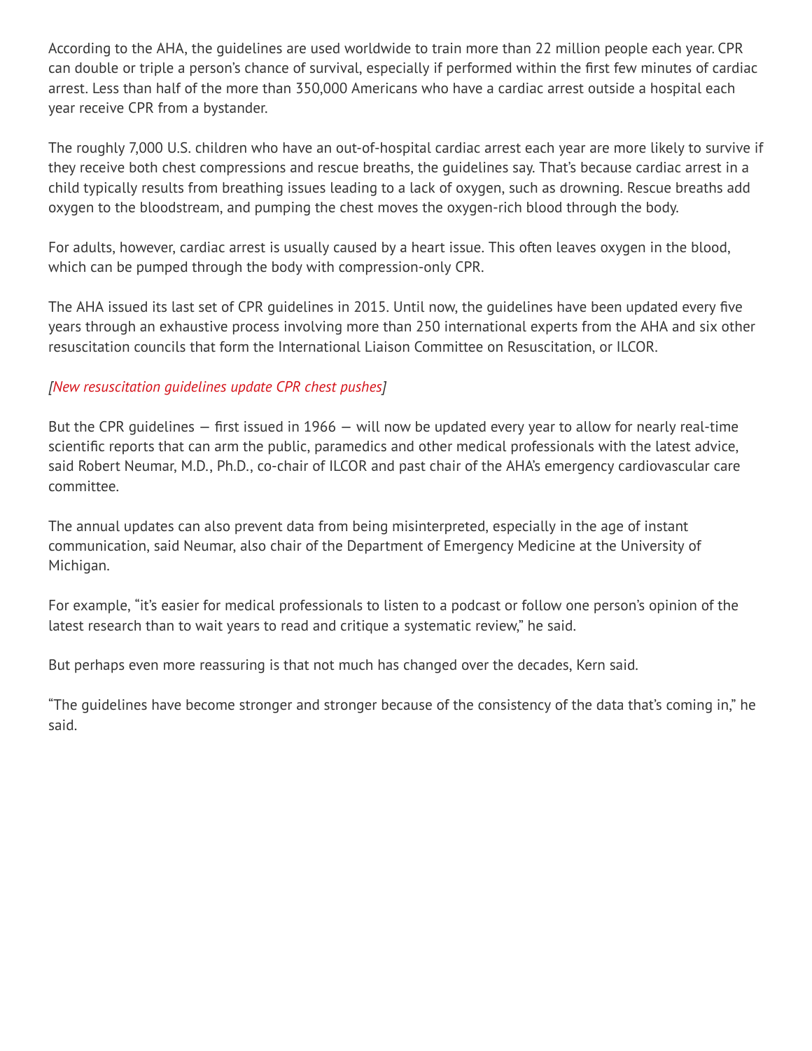According to the AHA, the guidelines are used worldwide to train more than 22 million people each year. CPR can double or triple a person's chance of survival, especially if performed within the first few minutes of cardiac arrest. Less than half of the more than 350,000 Americans who have a cardiac arrest outside a hospital each year receive CPR from a bystander.

The roughly 7,000 U.S. children who have an out-of-hospital cardiac arrest each year are more likely to survive if they receive both chest compressions and rescue breaths, the guidelines say. That's because cardiac arrest in a child typically results from breathing issues leading to a lack of oxygen, such as drowning. Rescue breaths add oxygen to the bloodstream, and pumping the chest moves the oxygen-rich blood through the body.

For adults, however, cardiac arrest is usually caused by a heart issue. This often leaves oxygen in the blood, which can be pumped through the body with compression-only CPR.

The AHA issued its last set of CPR guidelines in 2015. Until now, the guidelines have been updated every five years through an exhaustive process involving more than 250 international experts from the AHA and six other resuscitation councils that form the International Liaison Committee on Resuscitation, or ILCOR.

*[New resuscitation guidelines update CPR chest pushes]*

But the CPR guidelines — first issued in 1966 — will now be updated every year to allow for nearly real-time scientific reports that can arm the public, paramedics and other medical professionals with the latest advice, said Robert Neumar, M.D., Ph.D., co-chair of ILCOR and past chair of the AHA's emergency cardiovascular care committee.

The annual updates can also prevent data from being misinterpreted, especially in the age of instant communication, said Neumar, also chair of the Department of Emergency Medicine at the University of Michigan.

For example, "it's easier for medical professionals to listen to a podcast or follow one person's opinion of the latest research than to wait years to read and critique a systematic review," he said.

But perhaps even more reassuring is that not much has changed over the decades, Kern said.

"The guidelines have become stronger and stronger because of the consistency of the data that's coming in," he said.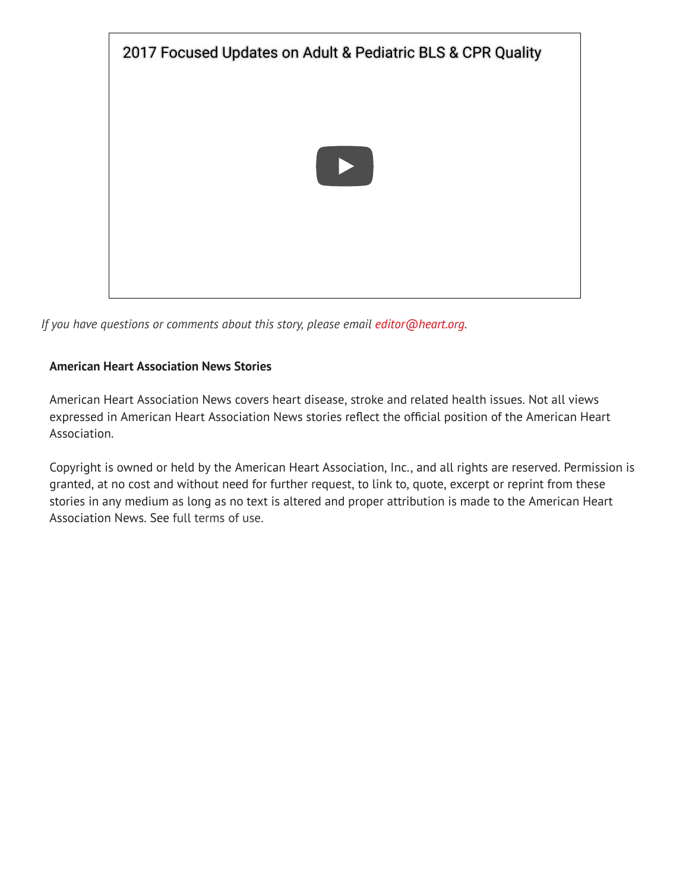2017 Focused Updates on Adult & Pediatric BLS & CPR Quality

*If you have questions or comments about this story, please email editor@heart.org.*

**American Heart Association News Stories**

American Heart Association News covers heart disease, stroke and related health issues. Not all views expressed in American Heart Association News stories reflect the official position of the American Heart Association.

Copyright is owned or held by the American Heart Association, Inc., and all rights are reserved. Permission is granted, at no cost and without need for further request, to link to, quote, excerpt or reprint from these stories in any medium as long as no text is altered and proper attribution is made to the American Heart Association News. See full terms of use.